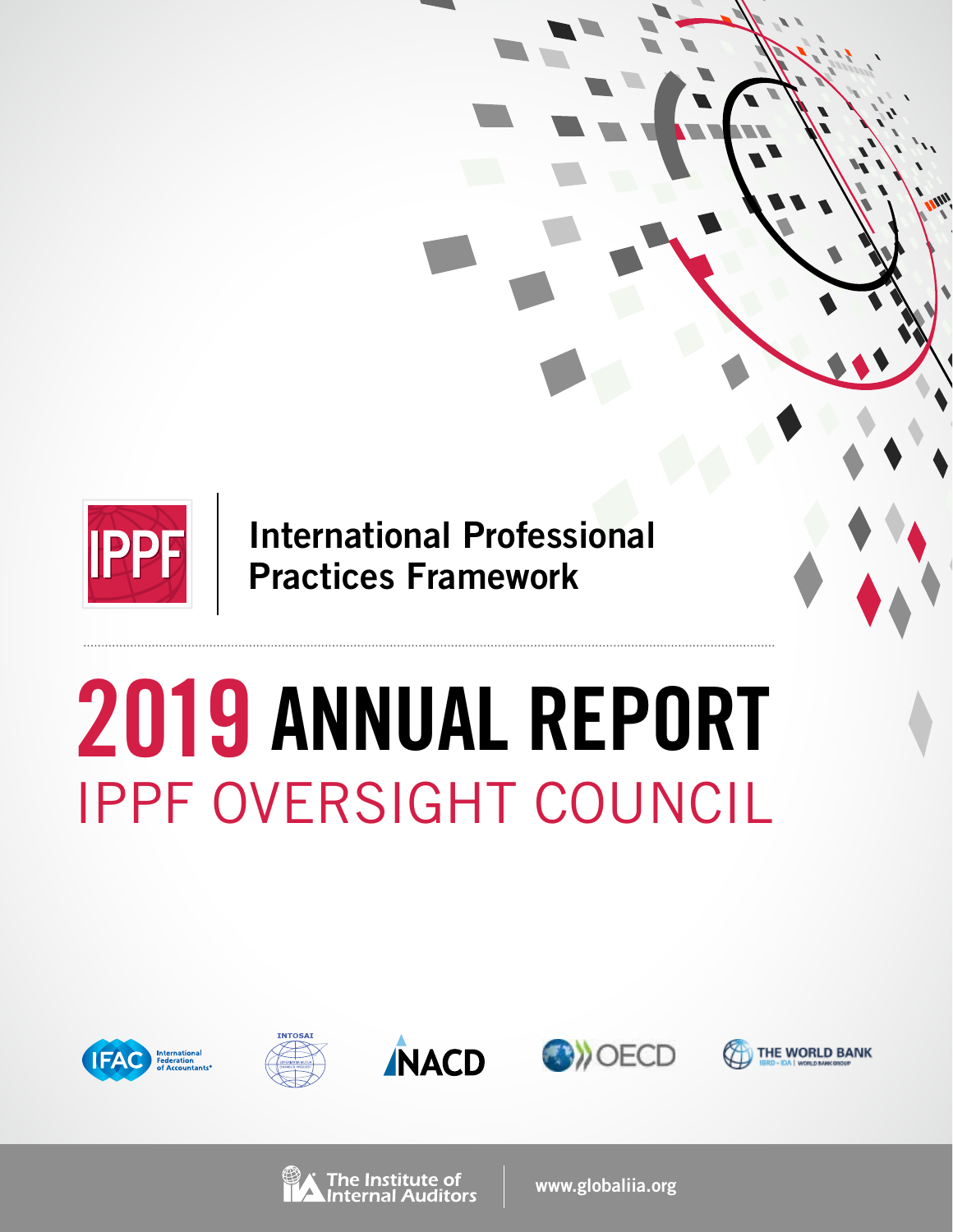IPPF

International Professional Practices Framework

# 2019 ANNUAL REPORT

## IPPF OVERSIGHT COUNCIL

IFAC International Federation of Accountants

INTOSAI

NACD

OECD

THE WORLD BANK

The Institute of Internal Auditors

www.globaliia.org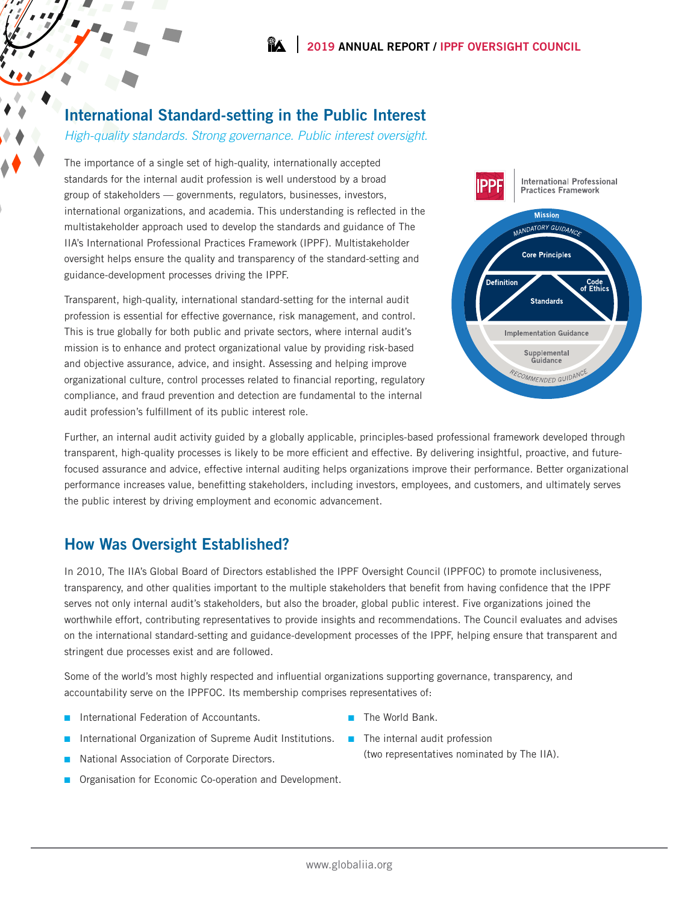## International Standard-setting in the Public Interest

*High-quality standards. Strong governance. Public interest oversight.*

The importance of a single set of high-quality, internationally accepted standards for the internal audit profession is well understood by a broad group of stakeholders — governments, regulators, businesses, investors, international organizations, and academia. This understanding is reflected in the multistakeholder approach used to develop the standards and guidance of The IIA's International Professional Practices Framework (IPPF). Multistakeholder oversight helps ensure the quality and transparency of the standard-setting and guidance-development processes driving the IPPF.

Transparent, high-quality, international standard-setting for the internal audit profession is essential for effective governance, risk management, and control. This is true globally for both public and private sectors, where internal audit's mission is to enhance and protect organizational value by providing risk-based and objective assurance, advice, and insight. Assessing and helping improve organizational culture, control processes related to financial reporting, regulatory compliance, and fraud prevention and detection are fundamental to the internal audit profession's fulfillment of its public interest role.

IPPF International Professional Practices Framework

Mission
MANDATORY GUIDANCE
Core Principles
Definition
Standards
Code of Ethics
Implementation Guidance
Supplemental Guidance
RECOMMENDED GUIDANCE

Further, an internal audit activity guided by a globally applicable, principles-based professional framework developed through transparent, high-quality processes is likely to be more efficient and effective. By delivering insightful, proactive, and future-focused assurance and advice, effective internal auditing helps organizations improve their performance. Better organizational performance increases value, benefitting stakeholders, including investors, employees, and customers, and ultimately serves the public interest by driving employment and economic advancement.

## How Was Oversight Established?

In 2010, The IIA's Global Board of Directors established the IPPF Oversight Council (IPPFOC) to promote inclusiveness, transparency, and other qualities important to the multiple stakeholders that benefit from having confidence that the IPPF serves not only internal audit's stakeholders, but also the broader, global public interest. Five organizations joined the worthwhile effort, contributing representatives to provide insights and recommendations. The Council evaluates and advises on the international standard-setting and guidance-development processes of the IPPF, helping ensure that transparent and stringent due processes exist and are followed.

Some of the world's most highly respected and influential organizations supporting governance, transparency, and accountability serve on the IPPFOC. Its membership comprises representatives of:

- International Federation of Accountants.
- International Organization of Supreme Audit Institutions.
- National Association of Corporate Directors.
- Organisation for Economic Co-operation and Development.
- The World Bank.
- The internal audit profession (two representatives nominated by The IIA).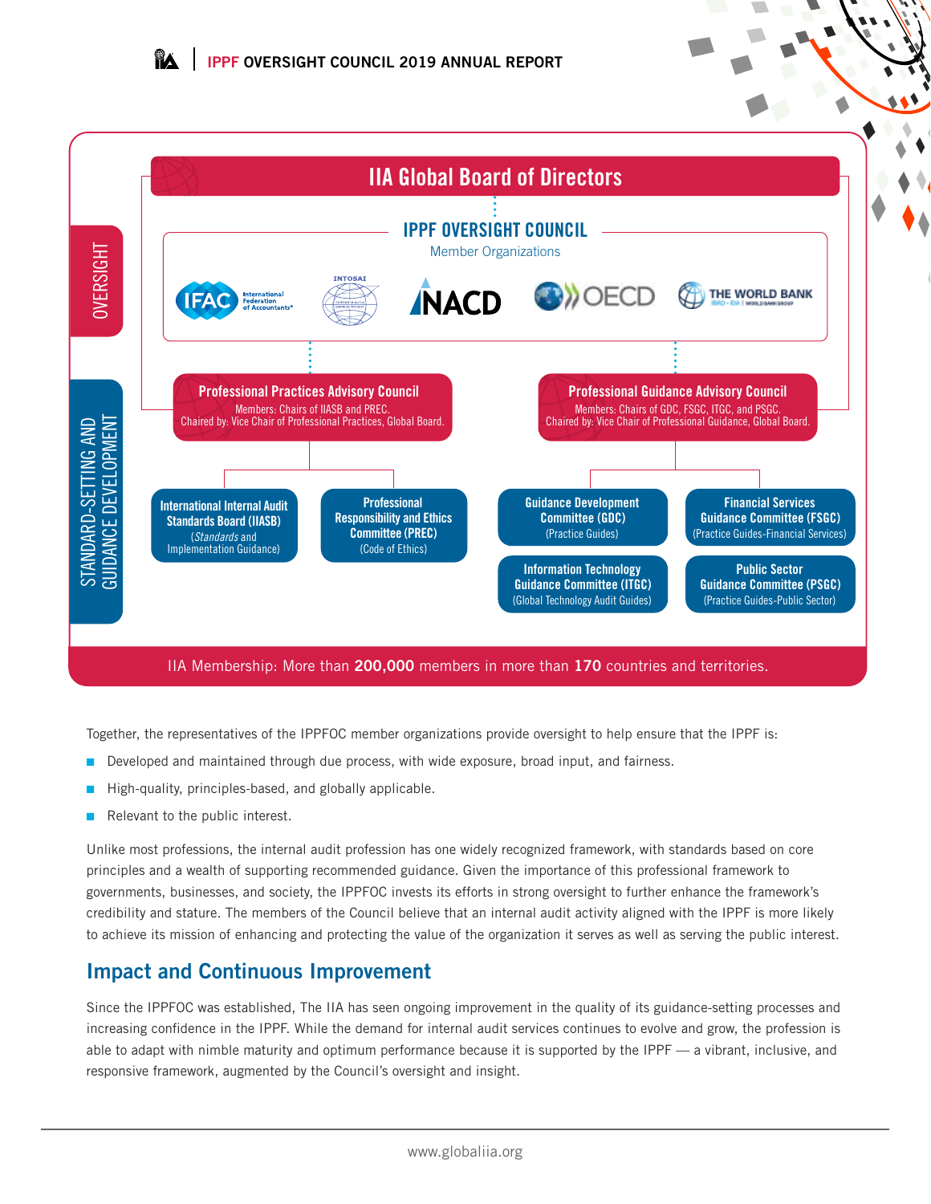**IIA Global Board of Directors**

**IPPF OVERSIGHT COUNCIL**

Member Organizations

IFAC International Federation of Accountants® · INTOSAI · NACD · OECD · THE WORLD BANK

OVERSIGHT

STANDARD-SETTING AND GUIDANCE DEVELOPMENT

**Professional Practices Advisory Council**
Members: Chairs of IIASB and PREC.
Chaired by: Vice Chair of Professional Practices, Global Board.

- **International Internal Audit Standards Board (IIASB)** (*Standards* and Implementation Guidance)
- **Professional Responsibility and Ethics Committee (PREC)** (Code of Ethics)

**Professional Guidance Advisory Council**
Members: Chairs of GDC, FSGC, ITGC, and PSGC.
Chaired by: Vice Chair of Professional Guidance, Global Board.

- **Guidance Development Committee (GDC)** (Practice Guides)
- **Financial Services Guidance Committee (FSGC)** (Practice Guides-Financial Services)
- **Information Technology Guidance Committee (ITGC)** (Global Technology Audit Guides)
- **Public Sector Guidance Committee (PSGC)** (Practice Guides-Public Sector)

IIA Membership: More than **200,000** members in more than **170** countries and territories.

Together, the representatives of the IPPFOC member organizations provide oversight to help ensure that the IPPF is:

- Developed and maintained through due process, with wide exposure, broad input, and fairness.
- High-quality, principles-based, and globally applicable.
- Relevant to the public interest.

Unlike most professions, the internal audit profession has one widely recognized framework, with standards based on core principles and a wealth of supporting recommended guidance. Given the importance of this professional framework to governments, businesses, and society, the IPPFOC invests its efforts in strong oversight to further enhance the framework's credibility and stature. The members of the Council believe that an internal audit activity aligned with the IPPF is more likely to achieve its mission of enhancing and protecting the value of the organization it serves as well as serving the public interest.

## Impact and Continuous Improvement

Since the IPPFOC was established, The IIA has seen ongoing improvement in the quality of its guidance-setting processes and increasing confidence in the IPPF. While the demand for internal audit services continues to evolve and grow, the profession is able to adapt with nimble maturity and optimum performance because it is supported by the IPPF — a vibrant, inclusive, and responsive framework, augmented by the Council's oversight and insight.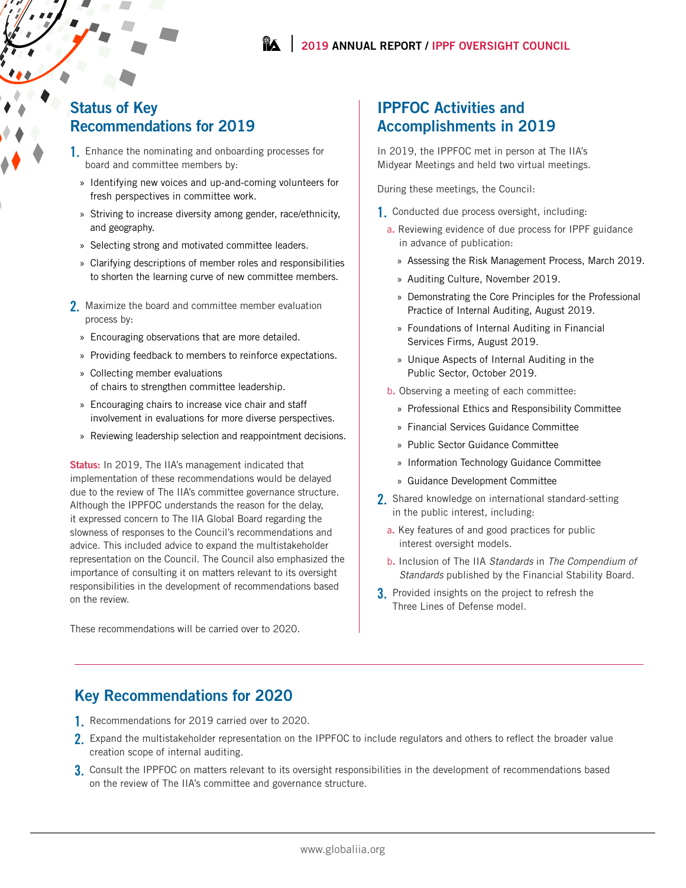## Status of Key Recommendations for 2019

1. Enhance the nominating and onboarding processes for board and committee members by:
   - Identifying new voices and up-and-coming volunteers for fresh perspectives in committee work.
   - Striving to increase diversity among gender, race/ethnicity, and geography.
   - Selecting strong and motivated committee leaders.
   - Clarifying descriptions of member roles and responsibilities to shorten the learning curve of new committee members.
2. Maximize the board and committee member evaluation process by:
   - Encouraging observations that are more detailed.
   - Providing feedback to members to reinforce expectations.
   - Collecting member evaluations of chairs to strengthen committee leadership.
   - Encouraging chairs to increase vice chair and staff involvement in evaluations for more diverse perspectives.
   - Reviewing leadership selection and reappointment decisions.

**Status:** In 2019, The IIA's management indicated that implementation of these recommendations would be delayed due to the review of The IIA's committee governance structure. Although the IPPFOC understands the reason for the delay, it expressed concern to The IIA Global Board regarding the slowness of responses to the Council's recommendations and advice. This included advice to expand the multistakeholder representation on the Council. The Council also emphasized the importance of consulting it on matters relevant to its oversight responsibilities in the development of recommendations based on the review.

These recommendations will be carried over to 2020.

## IPPFOC Activities and Accomplishments in 2019

In 2019, the IPPFOC met in person at The IIA's Midyear Meetings and held two virtual meetings.

During these meetings, the Council:

1. Conducted due process oversight, including:
   a. Reviewing evidence of due process for IPPF guidance in advance of publication:
      - Assessing the Risk Management Process, March 2019.
      - Auditing Culture, November 2019.
      - Demonstrating the Core Principles for the Professional Practice of Internal Auditing, August 2019.
      - Foundations of Internal Auditing in Financial Services Firms, August 2019.
      - Unique Aspects of Internal Auditing in the Public Sector, October 2019.

   b. Observing a meeting of each committee:
      - Professional Ethics and Responsibility Committee
      - Financial Services Guidance Committee
      - Public Sector Guidance Committee
      - Information Technology Guidance Committee
      - Guidance Development Committee
2. Shared knowledge on international standard-setting in the public interest, including:
   a. Key features of and good practices for public interest oversight models.
   b. Inclusion of The IIA *Standards* in *The Compendium of Standards* published by the Financial Stability Board.
3. Provided insights on the project to refresh the Three Lines of Defense model.

## Key Recommendations for 2020

1. Recommendations for 2019 carried over to 2020.
2. Expand the multistakeholder representation on the IPPFOC to include regulators and others to reflect the broader value creation scope of internal auditing.
3. Consult the IPPFOC on matters relevant to its oversight responsibilities in the development of recommendations based on the review of The IIA's committee and governance structure.